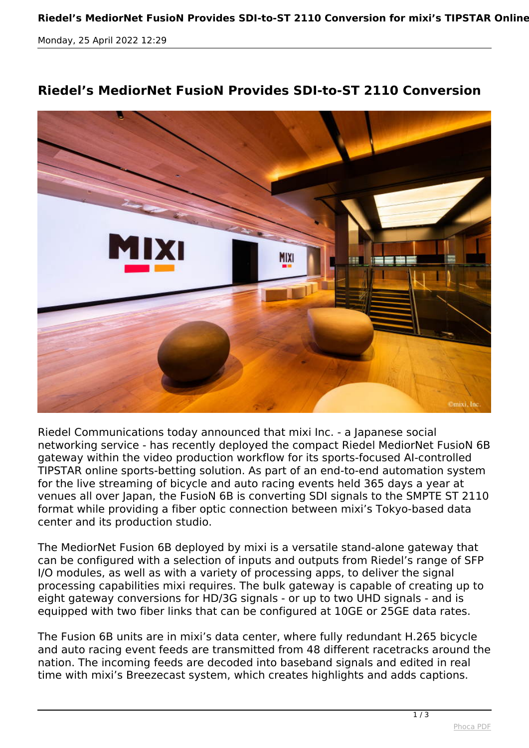Monday, 25 April 2022 12:29

# Riedel's MediorNet FusioN Provides SDI-to-ST 2110 Conversion

Riedel Communications today announced that mixi Inc. - a Japanese social networking service - has recently deployed the compact Riedel MediorNet FusioN 6B gateway within the video production workflow for its sports-focused AI-controlled TIPSTAR online sports-betting solution. As part of an end-to-end automation system for the live streaming of bicycle and auto racing events held 365 days a year at venues all over Japan, the FusioN 6B is converting SDI signals to the SMPTE ST 2110 format while providing a fiber optic connection between mixi's Tokyo-based data center and its production studio.

The MediorNet Fusion 6B deployed by mixi is a versatile stand-alone gateway that can be configured with a selection of inputs and outputs from Riedel's range of SFP I/O modules, as well as with a variety of processing apps, to deliver the signal processing capabilities mixi requires. The bulk gateway is capable of creating up to eight gateway conversions for HD/3G signals - or up to two UHD signals - and is equipped with two fiber links that can be configured at 10GE or 25GE data rates.

The Fusion 6B units are in mixi's data center, where fully redundant H.265 bicycle and auto racing event feeds are transmitted from 48 different racetracks around the nation. The incoming feeds are decoded into baseband signals and edited in real time with mixi's Breezecast system, which creates highlights and adds captions.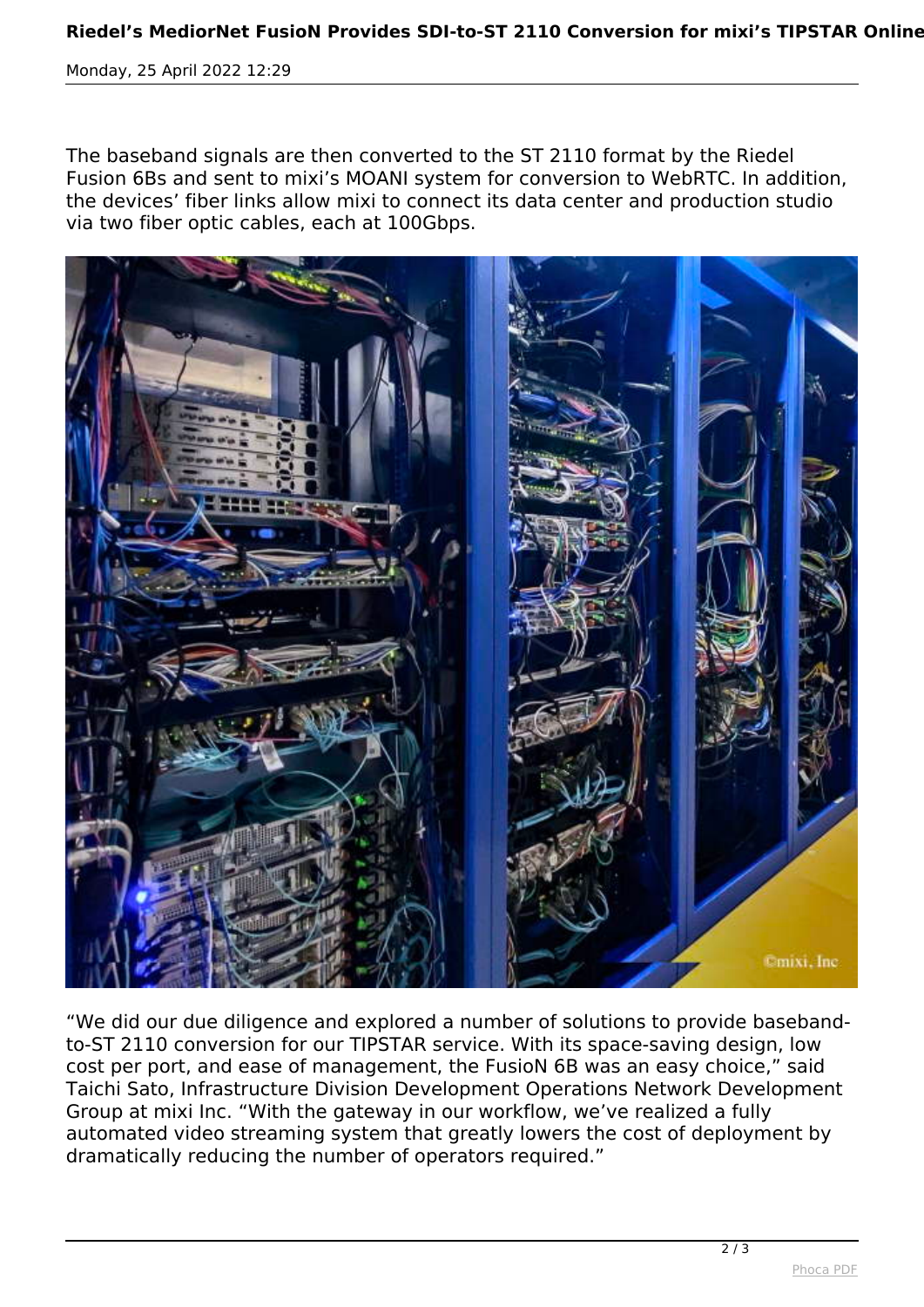The baseband signals are then converted to the ST 2110 format by the Riedel Fusion 6Bs and sent to mixi's MOANI system for conversion to WebRTC. In addition, the devices' fiber links allow mixi to connect its data center and production studio via two fiber optic cables, each at 100Gbps.

"We did our due diligence and explored a number of solutions to provide baseband-to-ST 2110 conversion for our TIPSTAR service. With its space-saving design, low cost per port, and ease of management, the FusioN 6B was an easy choice," said Taichi Sato, Infrastructure Division Development Operations Network Development Group at mixi Inc. "With the gateway in our workflow, we've realized a fully automated video streaming system that greatly lowers the cost of deployment by dramatically reducing the number of operators required."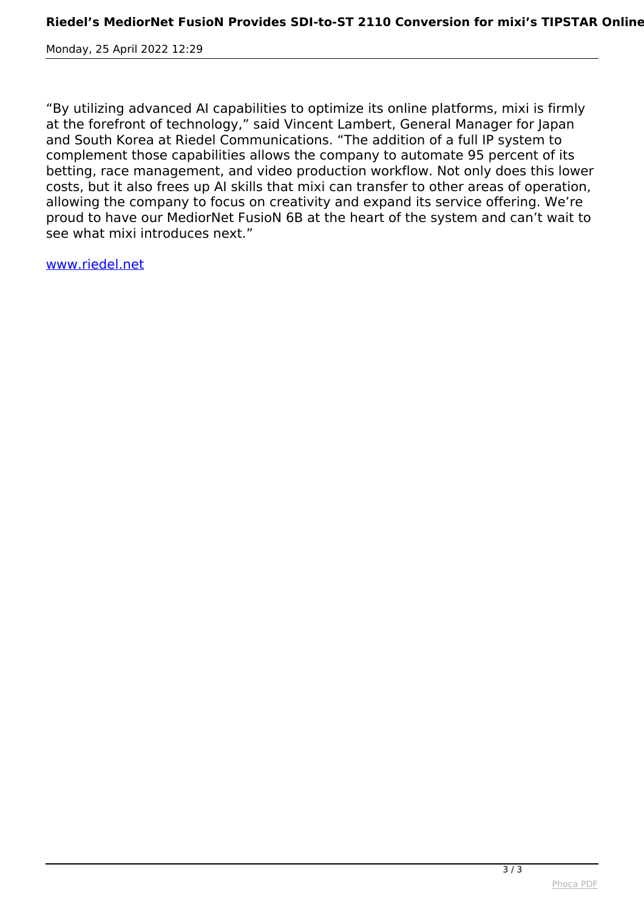"By utilizing advanced AI capabilities to optimize its online platforms, mixi is firmly at the forefront of technology," said Vincent Lambert, General Manager for Japan and South Korea at Riedel Communications. "The addition of a full IP system to complement those capabilities allows the company to automate 95 percent of its betting, race management, and video production workflow. Not only does this lower costs, but it also frees up AI skills that mixi can transfer to other areas of operation, allowing the company to focus on creativity and expand its service offering. We're proud to have our MediorNet FusioN 6B at the heart of the system and can't wait to see what mixi introduces next."

[www.riedel.net](http://www.riedel.net)